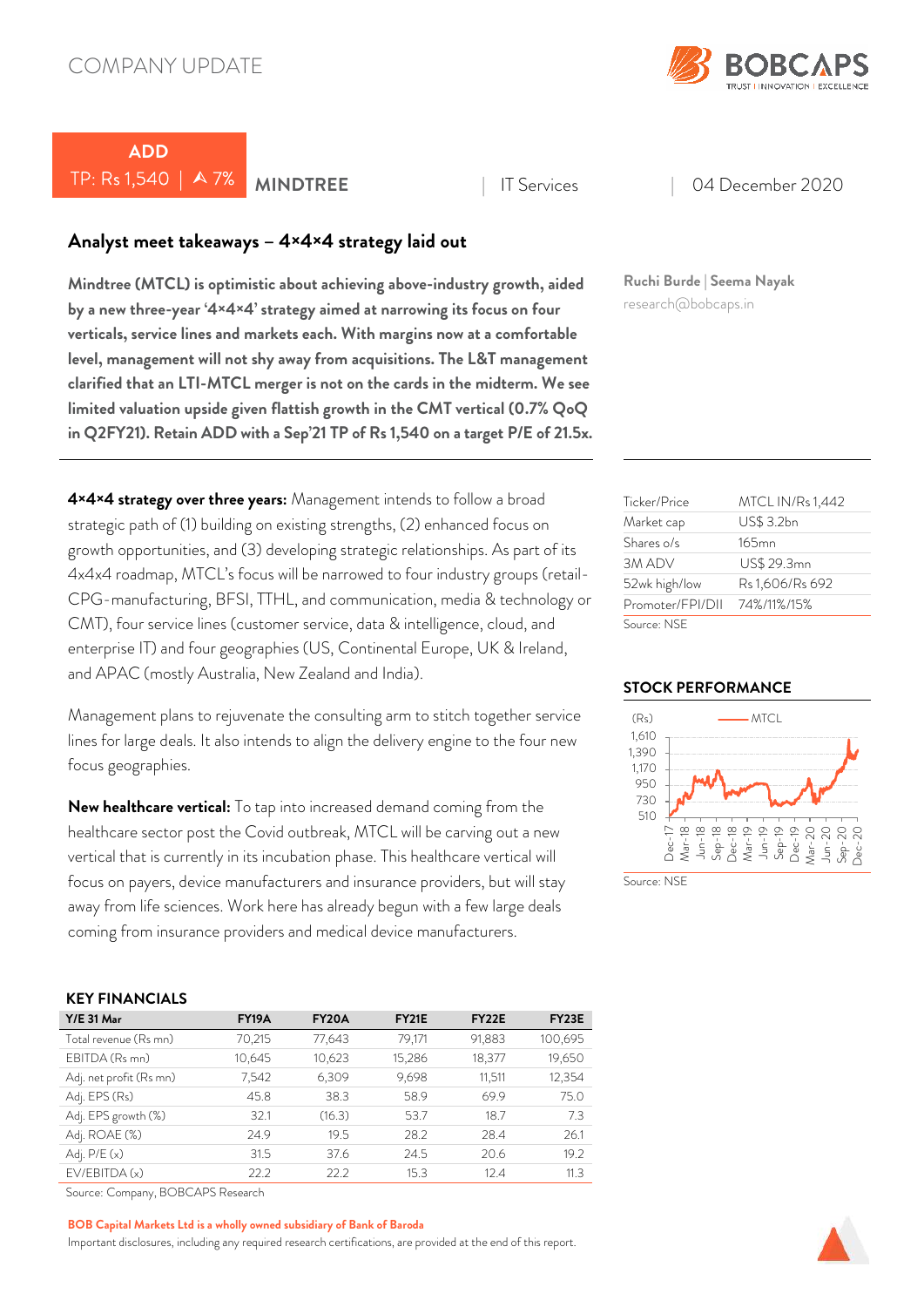COMPANY UPDATE

**ADD**

TP: Rs 1,540 | ⮝ 7%

**MINDTREE** | IT Services | 04 December 2020

## Analyst meet takeaways – 4×4×4 strategy laid out

**Mindtree (MTCL) is optimistic about achieving above-industry growth, aided by a new three-year '4×4×4' strategy aimed at narrowing its focus on four verticals, service lines and markets each. With margins now at a comfortable level, management will not shy away from acquisitions. The L&T management clarified that an LTI-MTCL merger is not on the cards in the midterm. We see limited valuation upside given flattish growth in the CMT vertical (0.7% QoQ in Q2FY21). Retain ADD with a Sep'21 TP of Rs 1,540 on a target P/E of 21.5x.**

Ruchi Burde | Seema Nayak
research@bobcaps.in

**4×4×4 strategy over three years:** Management intends to follow a broad strategic path of (1) building on existing strengths, (2) enhanced focus on growth opportunities, and (3) developing strategic relationships. As part of its 4x4x4 roadmap, MTCL's focus will be narrowed to four industry groups (retail-CPG-manufacturing, BFSI, TTHL, and communication, media & technology or CMT), four service lines (customer service, data & intelligence, cloud, and enterprise IT) and four geographies (US, Continental Europe, UK & Ireland, and APAC (mostly Australia, New Zealand and India).

Management plans to rejuvenate the consulting arm to stitch together service lines for large deals. It also intends to align the delivery engine to the four new focus geographies.

**New healthcare vertical:** To tap into increased demand coming from the healthcare sector post the Covid outbreak, MTCL will be carving out a new vertical that is currently in its incubation phase. This healthcare vertical will focus on payers, device manufacturers and insurance providers, but will stay away from life sciences. Work here has already begun with a few large deals coming from insurance providers and medical device manufacturers.

| Ticker/Price | MTCL IN/Rs 1,442 |
|---|---|
| Market cap | US$ 3.2bn |
| Shares o/s | 165mn |
| 3M ADV | US$ 29.3mn |
| 52wk high/low | Rs 1,606/Rs 692 |
| Promoter/FPI/DII | 74%/11%/15% |

Source: NSE

### STOCK PERFORMANCE

Source: NSE

### KEY FINANCIALS

| Y/E 31 Mar | FY19A | FY20A | FY21E | FY22E | FY23E |
|---|---|---|---|---|---|
| Total revenue (Rs mn) | 70,215 | 77,643 | 79,171 | 91,883 | 100,695 |
| EBITDA (Rs mn) | 10,645 | 10,623 | 15,286 | 18,377 | 19,650 |
| Adj. net profit (Rs mn) | 7,542 | 6,309 | 9,698 | 11,511 | 12,354 |
| Adj. EPS (Rs) | 45.8 | 38.3 | 58.9 | 69.9 | 75.0 |
| Adj. EPS growth (%) | 32.1 | (16.3) | 53.7 | 18.7 | 7.3 |
| Adj. ROAE (%) | 24.9 | 19.5 | 28.2 | 28.4 | 26.1 |
| Adj. P/E (x) | 31.5 | 37.6 | 24.5 | 20.6 | 19.2 |
| EV/EBITDA (x) | 22.2 | 22.2 | 15.3 | 12.4 | 11.3 |

Source: Company, BOBCAPS Research

**BOB Capital Markets Ltd is a wholly owned subsidiary of Bank of Baroda**

Important disclosures, including any required research certifications, are provided at the end of this report.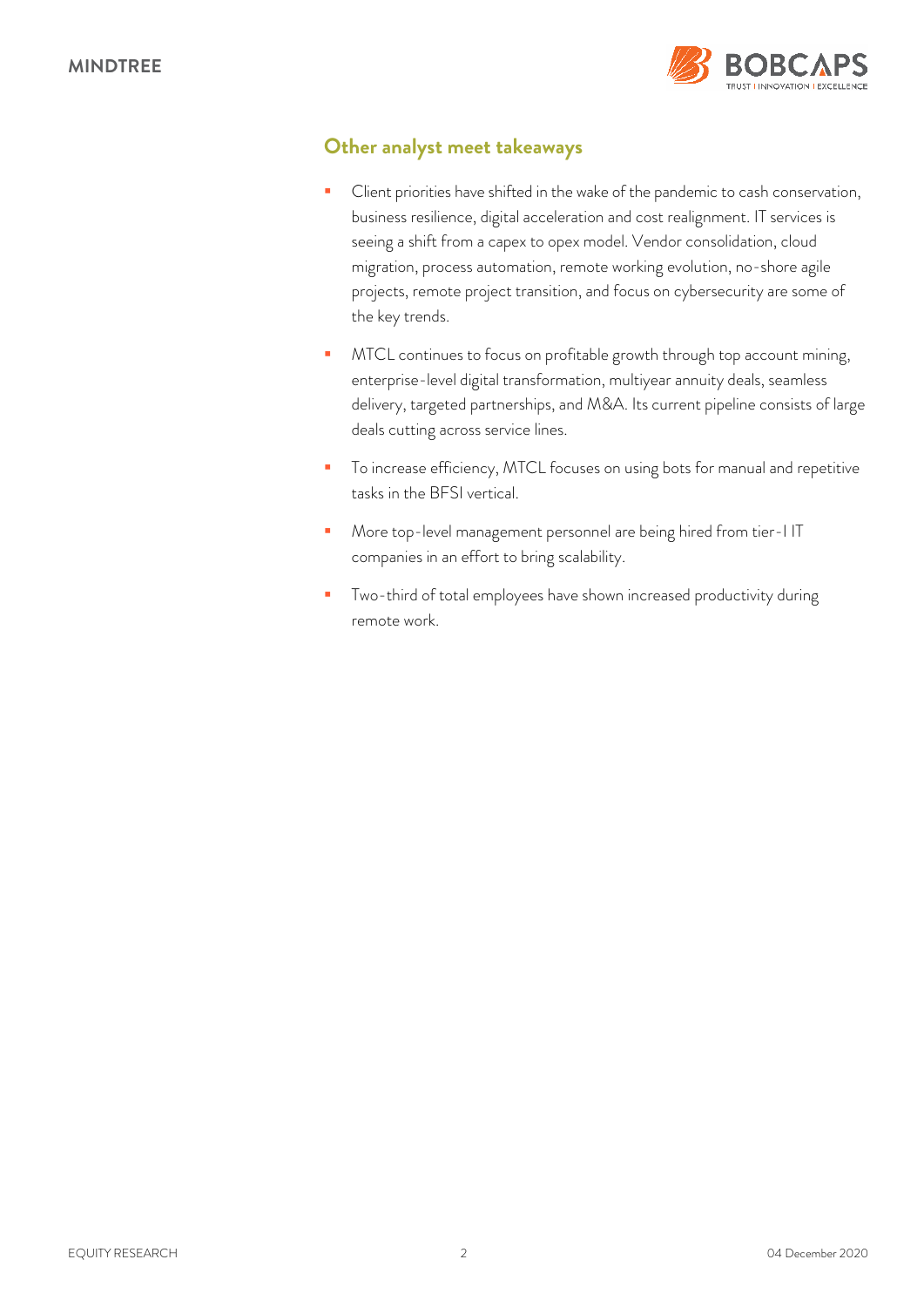## Other analyst meet takeaways

- Client priorities have shifted in the wake of the pandemic to cash conservation, business resilience, digital acceleration and cost realignment. IT services is seeing a shift from a capex to opex model. Vendor consolidation, cloud migration, process automation, remote working evolution, no-shore agile projects, remote project transition, and focus on cybersecurity are some of the key trends.
- MTCL continues to focus on profitable growth through top account mining, enterprise-level digital transformation, multiyear annuity deals, seamless delivery, targeted partnerships, and M&A. Its current pipeline consists of large deals cutting across service lines.
- To increase efficiency, MTCL focuses on using bots for manual and repetitive tasks in the BFSI vertical.
- More top-level management personnel are being hired from tier-I IT companies in an effort to bring scalability.
- Two-third of total employees have shown increased productivity during remote work.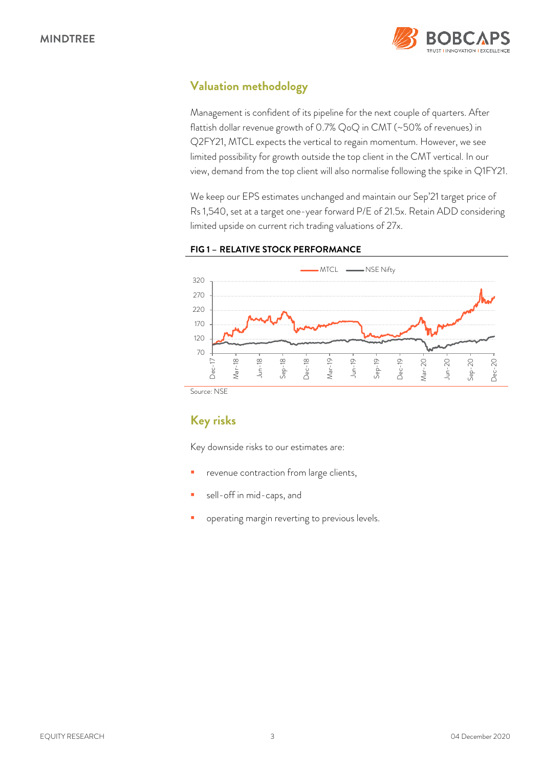## Valuation methodology

Management is confident of its pipeline for the next couple of quarters. After flattish dollar revenue growth of 0.7% QoQ in CMT (~50% of revenues) in Q2FY21, MTCL expects the vertical to regain momentum. However, we see limited possibility for growth outside the top client in the CMT vertical. In our view, demand from the top client will also normalise following the spike in Q1FY21.

We keep our EPS estimates unchanged and maintain our Sep'21 target price of Rs 1,540, set at a target one-year forward P/E of 21.5x. Retain ADD considering limited upside on current rich trading valuations of 27x.

**FIG 1 – RELATIVE STOCK PERFORMANCE**

Source: NSE

## Key risks

Key downside risks to our estimates are:

- revenue contraction from large clients,
- sell-off in mid-caps, and
- operating margin reverting to previous levels.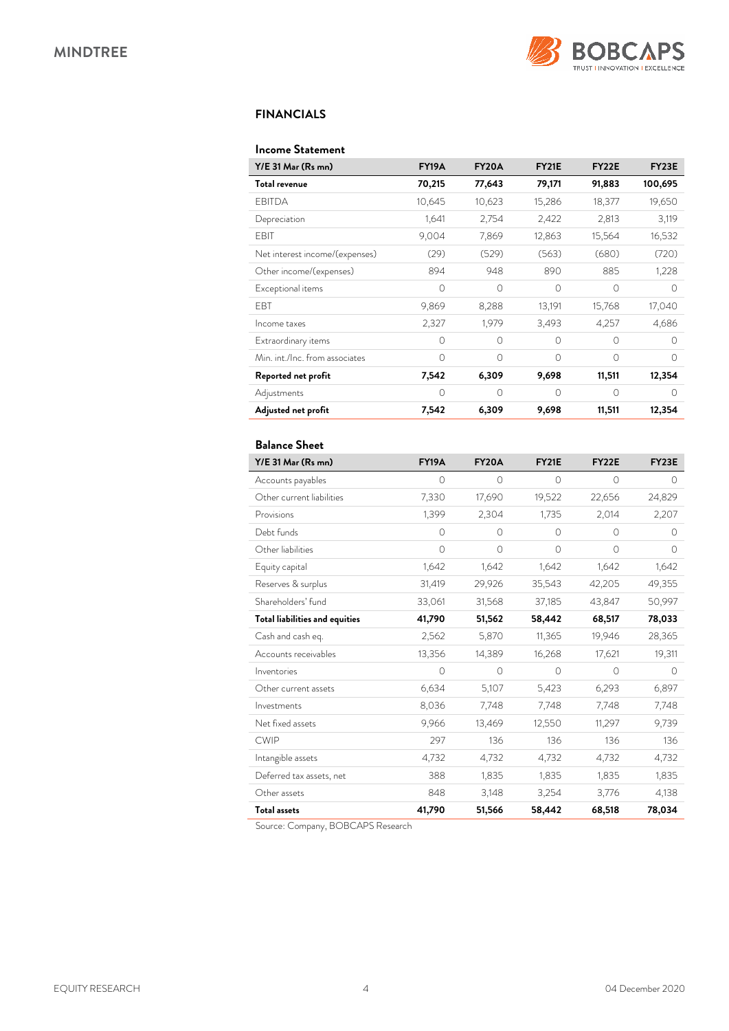## FINANCIALS

### Income Statement

| Y/E 31 Mar (Rs mn) | FY19A | FY20A | FY21E | FY22E | FY23E |
|---|---|---|---|---|---|
| **Total revenue** | **70,215** | **77,643** | **79,171** | **91,883** | **100,695** |
| EBITDA | 10,645 | 10,623 | 15,286 | 18,377 | 19,650 |
| Depreciation | 1,641 | 2,754 | 2,422 | 2,813 | 3,119 |
| EBIT | 9,004 | 7,869 | 12,863 | 15,564 | 16,532 |
| Net interest income/(expenses) | (29) | (529) | (563) | (680) | (720) |
| Other income/(expenses) | 894 | 948 | 890 | 885 | 1,228 |
| Exceptional items | 0 | 0 | 0 | 0 | 0 |
| EBT | 9,869 | 8,288 | 13,191 | 15,768 | 17,040 |
| Income taxes | 2,327 | 1,979 | 3,493 | 4,257 | 4,686 |
| Extraordinary items | 0 | 0 | 0 | 0 | 0 |
| Min. int./Inc. from associates | 0 | 0 | 0 | 0 | 0 |
| **Reported net profit** | **7,542** | **6,309** | **9,698** | **11,511** | **12,354** |
| Adjustments | 0 | 0 | 0 | 0 | 0 |
| **Adjusted net profit** | **7,542** | **6,309** | **9,698** | **11,511** | **12,354** |

### Balance Sheet

| Y/E 31 Mar (Rs mn) | FY19A | FY20A | FY21E | FY22E | FY23E |
|---|---|---|---|---|---|
| Accounts payables | 0 | 0 | 0 | 0 | 0 |
| Other current liabilities | 7,330 | 17,690 | 19,522 | 22,656 | 24,829 |
| Provisions | 1,399 | 2,304 | 1,735 | 2,014 | 2,207 |
| Debt funds | 0 | 0 | 0 | 0 | 0 |
| Other liabilities | 0 | 0 | 0 | 0 | 0 |
| Equity capital | 1,642 | 1,642 | 1,642 | 1,642 | 1,642 |
| Reserves & surplus | 31,419 | 29,926 | 35,543 | 42,205 | 49,355 |
| Shareholders' fund | 33,061 | 31,568 | 37,185 | 43,847 | 50,997 |
| **Total liabilities and equities** | **41,790** | **51,562** | **58,442** | **68,517** | **78,033** |
| Cash and cash eq. | 2,562 | 5,870 | 11,365 | 19,946 | 28,365 |
| Accounts receivables | 13,356 | 14,389 | 16,268 | 17,621 | 19,311 |
| Inventories | 0 | 0 | 0 | 0 | 0 |
| Other current assets | 6,634 | 5,107 | 5,423 | 6,293 | 6,897 |
| Investments | 8,036 | 7,748 | 7,748 | 7,748 | 7,748 |
| Net fixed assets | 9,966 | 13,469 | 12,550 | 11,297 | 9,739 |
| CWIP | 297 | 136 | 136 | 136 | 136 |
| Intangible assets | 4,732 | 4,732 | 4,732 | 4,732 | 4,732 |
| Deferred tax assets, net | 388 | 1,835 | 1,835 | 1,835 | 1,835 |
| Other assets | 848 | 3,148 | 3,254 | 3,776 | 4,138 |
| **Total assets** | **41,790** | **51,566** | **58,442** | **68,518** | **78,034** |

Source: Company, BOBCAPS Research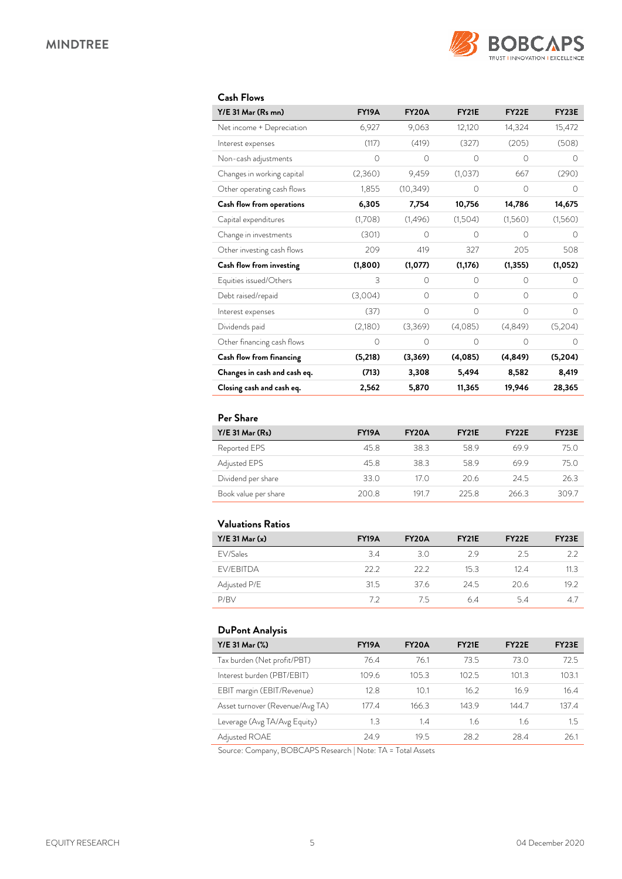## Cash Flows

| Y/E 31 Mar (Rs mn) | FY19A | FY20A | FY21E | FY22E | FY23E |
|---|---|---|---|---|---|
| Net income + Depreciation | 6,927 | 9,063 | 12,120 | 14,324 | 15,472 |
| Interest expenses | (117) | (419) | (327) | (205) | (508) |
| Non-cash adjustments | 0 | 0 | 0 | 0 | 0 |
| Changes in working capital | (2,360) | 9,459 | (1,037) | 667 | (290) |
| Other operating cash flows | 1,855 | (10,349) | 0 | 0 | 0 |
| **Cash flow from operations** | **6,305** | **7,754** | **10,756** | **14,786** | **14,675** |
| Capital expenditures | (1,708) | (1,496) | (1,504) | (1,560) | (1,560) |
| Change in investments | (301) | 0 | 0 | 0 | 0 |
| Other investing cash flows | 209 | 419 | 327 | 205 | 508 |
| **Cash flow from investing** | **(1,800)** | **(1,077)** | **(1,176)** | **(1,355)** | **(1,052)** |
| Equities issued/Others | 3 | 0 | 0 | 0 | 0 |
| Debt raised/repaid | (3,004) | 0 | 0 | 0 | 0 |
| Interest expenses | (37) | 0 | 0 | 0 | 0 |
| Dividends paid | (2,180) | (3,369) | (4,085) | (4,849) | (5,204) |
| Other financing cash flows | 0 | 0 | 0 | 0 | 0 |
| **Cash flow from financing** | **(5,218)** | **(3,369)** | **(4,085)** | **(4,849)** | **(5,204)** |
| **Changes in cash and cash eq.** | **(713)** | **3,308** | **5,494** | **8,582** | **8,419** |
| **Closing cash and cash eq.** | **2,562** | **5,870** | **11,365** | **19,946** | **28,365** |

## Per Share

| Y/E 31 Mar (Rs) | FY19A | FY20A | FY21E | FY22E | FY23E |
|---|---|---|---|---|---|
| Reported EPS | 45.8 | 38.3 | 58.9 | 69.9 | 75.0 |
| Adjusted EPS | 45.8 | 38.3 | 58.9 | 69.9 | 75.0 |
| Dividend per share | 33.0 | 17.0 | 20.6 | 24.5 | 26.3 |
| Book value per share | 200.8 | 191.7 | 225.8 | 266.3 | 309.7 |

## Valuations Ratios

| Y/E 31 Mar (x) | FY19A | FY20A | FY21E | FY22E | FY23E |
|---|---|---|---|---|---|
| EV/Sales | 3.4 | 3.0 | 2.9 | 2.5 | 2.2 |
| EV/EBITDA | 22.2 | 22.2 | 15.3 | 12.4 | 11.3 |
| Adjusted P/E | 31.5 | 37.6 | 24.5 | 20.6 | 19.2 |
| P/BV | 7.2 | 7.5 | 6.4 | 5.4 | 4.7 |

## DuPont Analysis

| Y/E 31 Mar (%) | FY19A | FY20A | FY21E | FY22E | FY23E |
|---|---|---|---|---|---|
| Tax burden (Net profit/PBT) | 76.4 | 76.1 | 73.5 | 73.0 | 72.5 |
| Interest burden (PBT/EBIT) | 109.6 | 105.3 | 102.5 | 101.3 | 103.1 |
| EBIT margin (EBIT/Revenue) | 12.8 | 10.1 | 16.2 | 16.9 | 16.4 |
| Asset turnover (Revenue/Avg TA) | 177.4 | 166.3 | 143.9 | 144.7 | 137.4 |
| Leverage (Avg TA/Avg Equity) | 1.3 | 1.4 | 1.6 | 1.6 | 1.5 |
| Adjusted ROAE | 24.9 | 19.5 | 28.2 | 28.4 | 26.1 |

Source: Company, BOBCAPS Research | Note: TA = Total Assets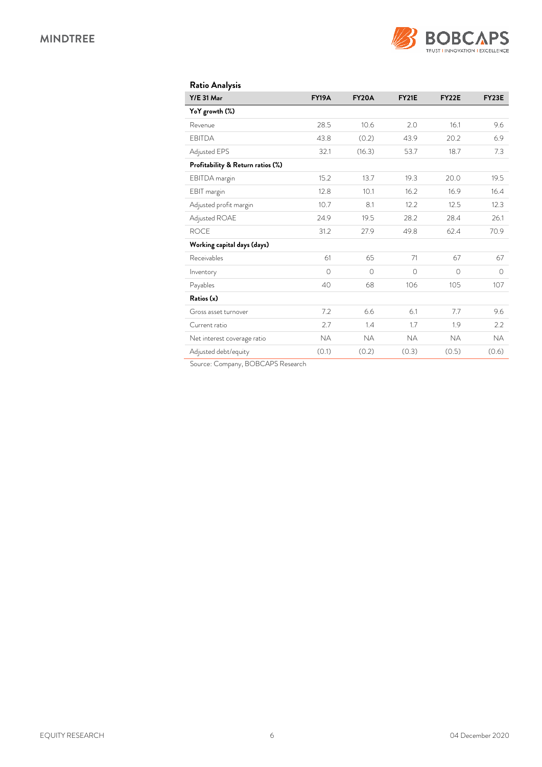## Ratio Analysis

| Y/E 31 Mar | FY19A | FY20A | FY21E | FY22E | FY23E |
|---|---|---|---|---|---|
| **YoY growth (%)** | | | | | |
| Revenue | 28.5 | 10.6 | 2.0 | 16.1 | 9.6 |
| EBITDA | 43.8 | (0.2) | 43.9 | 20.2 | 6.9 |
| Adjusted EPS | 32.1 | (16.3) | 53.7 | 18.7 | 7.3 |
| **Profitability & Return ratios (%)** | | | | | |
| EBITDA margin | 15.2 | 13.7 | 19.3 | 20.0 | 19.5 |
| EBIT margin | 12.8 | 10.1 | 16.2 | 16.9 | 16.4 |
| Adjusted profit margin | 10.7 | 8.1 | 12.2 | 12.5 | 12.3 |
| Adjusted ROAE | 24.9 | 19.5 | 28.2 | 28.4 | 26.1 |
| ROCE | 31.2 | 27.9 | 49.8 | 62.4 | 70.9 |
| **Working capital days (days)** | | | | | |
| Receivables | 61 | 65 | 71 | 67 | 67 |
| Inventory | 0 | 0 | 0 | 0 | 0 |
| Payables | 40 | 68 | 106 | 105 | 107 |
| **Ratios (x)** | | | | | |
| Gross asset turnover | 7.2 | 6.6 | 6.1 | 7.7 | 9.6 |
| Current ratio | 2.7 | 1.4 | 1.7 | 1.9 | 2.2 |
| Net interest coverage ratio | NA | NA | NA | NA | NA |
| Adjusted debt/equity | (0.1) | (0.2) | (0.3) | (0.5) | (0.6) |

Source: Company, BOBCAPS Research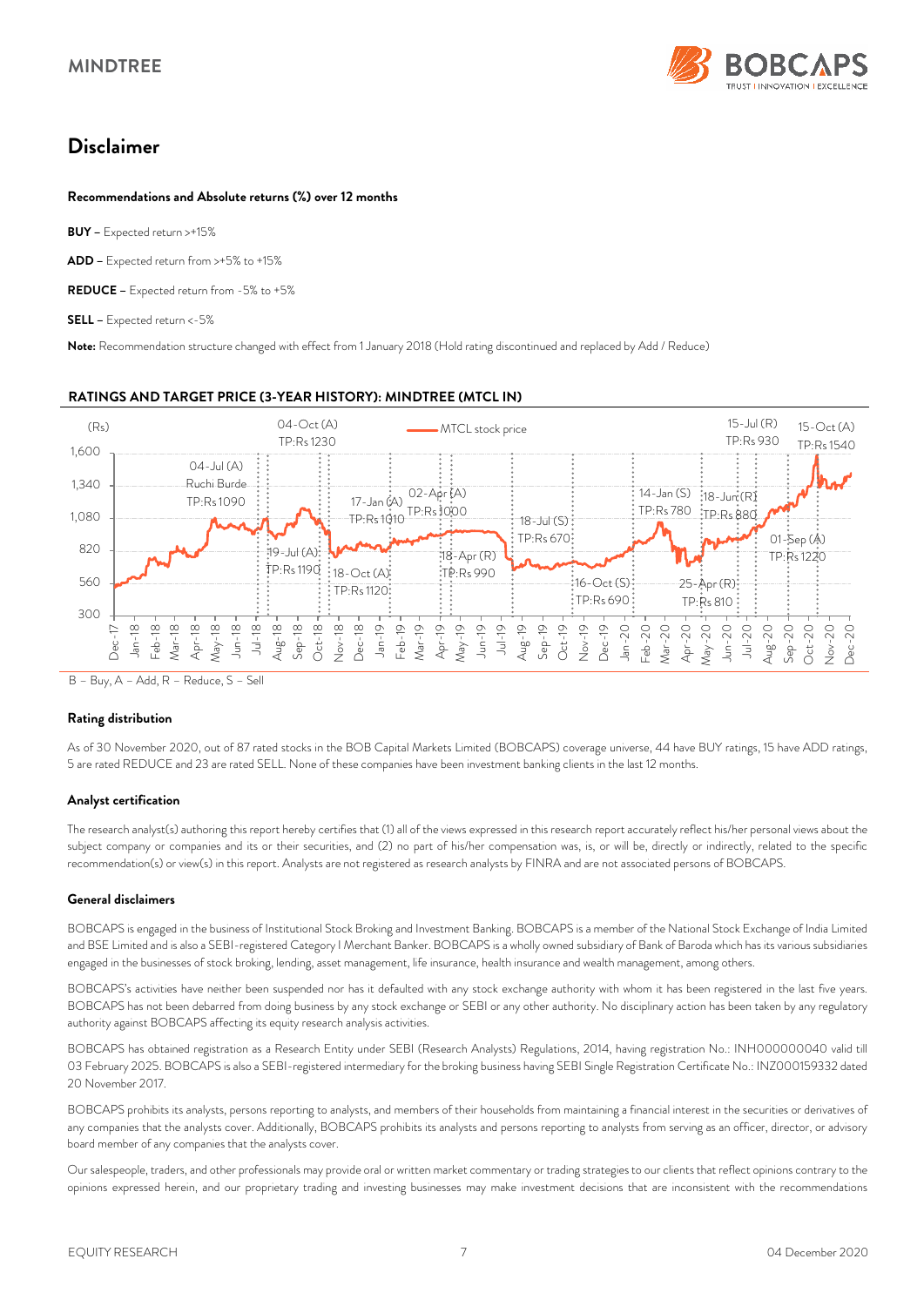# Disclaimer

**Recommendations and Absolute returns (%) over 12 months**

**BUY –** Expected return >+15%

**ADD –** Expected return from >+5% to +15%

**REDUCE –** Expected return from -5% to +5%

**SELL –** Expected return <-5%

**Note:** Recommendation structure changed with effect from 1 January 2018 (Hold rating discontinued and replaced by Add / Reduce)

**RATINGS AND TARGET PRICE (3-YEAR HISTORY): MINDTREE (MTCL IN)**

(Rs) — MTCL stock price

04-Jul (A) Ruchi Burde TP:Rs 1090; 19-Jul (A) TP:Rs 1190; 04-Oct (A) TP:Rs 1230; 18-Oct (A) TP:Rs 1120; 17-Jan (A) TP:Rs 1010; 02-Apr (A) TP:Rs 1000; 18-Apr (R) TP:Rs 990; 18-Jul (S) TP:Rs 670; 16-Oct (S) TP:Rs 690; 14-Jan (S) TP:Rs 780; 25-Apr (R) TP:Rs 810; 18-Jun (R) TP:Rs 880; 15-Jul (R) TP:Rs 930; 01-Sep (A) TP:Rs 1220; 15-Oct (A) TP:Rs 1540

B – Buy, A – Add, R – Reduce, S – Sell

**Rating distribution**

As of 30 November 2020, out of 87 rated stocks in the BOB Capital Markets Limited (BOBCAPS) coverage universe, 44 have BUY ratings, 15 have ADD ratings, 5 are rated REDUCE and 23 are rated SELL. None of these companies have been investment banking clients in the last 12 months.

**Analyst certification**

The research analyst(s) authoring this report hereby certifies that (1) all of the views expressed in this research report accurately reflect his/her personal views about the subject company or companies and its or their securities, and (2) no part of his/her compensation was, is, or will be, directly or indirectly, related to the specific recommendation(s) or view(s) in this report. Analysts are not registered as research analysts by FINRA and are not associated persons of BOBCAPS.

**General disclaimers**

BOBCAPS is engaged in the business of Institutional Stock Broking and Investment Banking. BOBCAPS is a member of the National Stock Exchange of India Limited and BSE Limited and is also a SEBI-registered Category I Merchant Banker. BOBCAPS is a wholly owned subsidiary of Bank of Baroda which has its various subsidiaries engaged in the businesses of stock broking, lending, asset management, life insurance, health insurance and wealth management, among others.

BOBCAPS's activities have neither been suspended nor has it defaulted with any stock exchange authority with whom it has been registered in the last five years. BOBCAPS has not been debarred from doing business by any stock exchange or SEBI or any other authority. No disciplinary action has been taken by any regulatory authority against BOBCAPS affecting its equity research analysis activities.

BOBCAPS has obtained registration as a Research Entity under SEBI (Research Analysts) Regulations, 2014, having registration No.: INH000000040 valid till 03 February 2025. BOBCAPS is also a SEBI-registered intermediary for the broking business having SEBI Single Registration Certificate No.: INZ000159332 dated 20 November 2017.

BOBCAPS prohibits its analysts, persons reporting to analysts, and members of their households from maintaining a financial interest in the securities or derivatives of any companies that the analysts cover. Additionally, BOBCAPS prohibits its analysts and persons reporting to analysts from serving as an officer, director, or advisory board member of any companies that the analysts cover.

Our salespeople, traders, and other professionals may provide oral or written market commentary or trading strategies to our clients that reflect opinions contrary to the opinions expressed herein, and our proprietary trading and investing businesses may make investment decisions that are inconsistent with the recommendations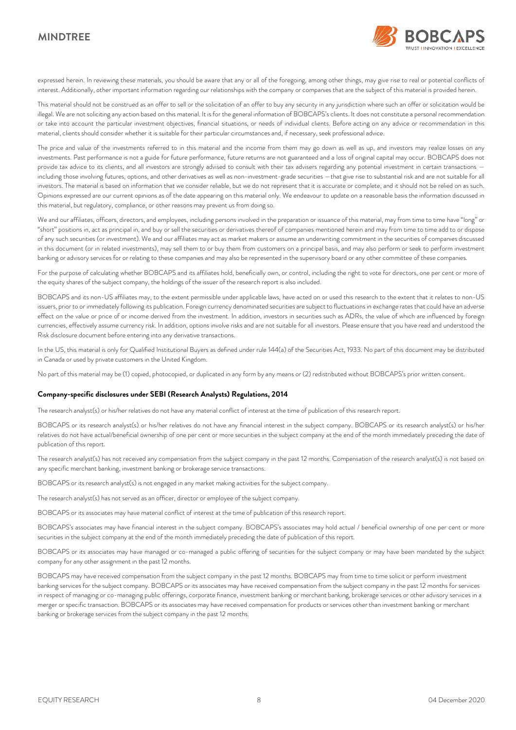expressed herein. In reviewing these materials, you should be aware that any or all of the foregoing, among other things, may give rise to real or potential conflicts of interest. Additionally, other important information regarding our relationships with the company or companies that are the subject of this material is provided herein.

This material should not be construed as an offer to sell or the solicitation of an offer to buy any security in any jurisdiction where such an offer or solicitation would be illegal. We are not soliciting any action based on this material. It is for the general information of BOBCAPS's clients. It does not constitute a personal recommendation or take into account the particular investment objectives, financial situations, or needs of individual clients. Before acting on any advice or recommendation in this material, clients should consider whether it is suitable for their particular circumstances and, if necessary, seek professional advice.

The price and value of the investments referred to in this material and the income from them may go down as well as up, and investors may realize losses on any investments. Past performance is not a guide for future performance, future returns are not guaranteed and a loss of original capital may occur. BOBCAPS does not provide tax advice to its clients, and all investors are strongly advised to consult with their tax advisers regarding any potential investment in certain transactions — including those involving futures, options, and other derivatives as well as non-investment-grade securities — that give rise to substantial risk and are not suitable for all investors. The material is based on information that we consider reliable, but we do not represent that it is accurate or complete, and it should not be relied on as such. Opinions expressed are our current opinions as of the date appearing on this material only. We endeavour to update on a reasonable basis the information discussed in this material, but regulatory, compliance, or other reasons may prevent us from doing so.

We and our affiliates, officers, directors, and employees, including persons involved in the preparation or issuance of this material, may from time to time have "long" or "short" positions in, act as principal in, and buy or sell the securities or derivatives thereof of companies mentioned herein and may from time to time add to or dispose of any such securities (or investment). We and our affiliates may act as market makers or assume an underwriting commitment in the securities of companies discussed in this document (or in related investments), may sell them to or buy them from customers on a principal basis, and may also perform or seek to perform investment banking or advisory services for or relating to these companies and may also be represented in the supervisory board or any other committee of these companies.

For the purpose of calculating whether BOBCAPS and its affiliates hold, beneficially own, or control, including the right to vote for directors, one per cent or more of the equity shares of the subject company, the holdings of the issuer of the research report is also included.

BOBCAPS and its non-US affiliates may, to the extent permissible under applicable laws, have acted on or used this research to the extent that it relates to non-US issuers, prior to or immediately following its publication. Foreign currency denominated securities are subject to fluctuations in exchange rates that could have an adverse effect on the value or price of or income derived from the investment. In addition, investors in securities such as ADRs, the value of which are influenced by foreign currencies, effectively assume currency risk. In addition, options involve risks and are not suitable for all investors. Please ensure that you have read and understood the Risk disclosure document before entering into any derivative transactions.

In the US, this material is only for Qualified Institutional Buyers as defined under rule 144(a) of the Securities Act, 1933. No part of this document may be distributed in Canada or used by private customers in the United Kingdom.

No part of this material may be (1) copied, photocopied, or duplicated in any form by any means or (2) redistributed without BOBCAPS's prior written consent.

**Company-specific disclosures under SEBI (Research Analysts) Regulations, 2014**

The research analyst(s) or his/her relatives do not have any material conflict of interest at the time of publication of this research report.

BOBCAPS or its research analyst(s) or his/her relatives do not have any financial interest in the subject company. BOBCAPS or its research analyst(s) or his/her relatives do not have actual/beneficial ownership of one per cent or more securities in the subject company at the end of the month immediately preceding the date of publication of this report.

The research analyst(s) has not received any compensation from the subject company in the past 12 months. Compensation of the research analyst(s) is not based on any specific merchant banking, investment banking or brokerage service transactions.

BOBCAPS or its research analyst(s) is not engaged in any market making activities for the subject company.

The research analyst(s) has not served as an officer, director or employee of the subject company.

BOBCAPS or its associates may have material conflict of interest at the time of publication of this research report.

BOBCAPS's associates may have financial interest in the subject company. BOBCAPS's associates may hold actual / beneficial ownership of one per cent or more securities in the subject company at the end of the month immediately preceding the date of publication of this report.

BOBCAPS or its associates may have managed or co-managed a public offering of securities for the subject company or may have been mandated by the subject company for any other assignment in the past 12 months.

BOBCAPS may have received compensation from the subject company in the past 12 months. BOBCAPS may from time to time solicit or perform investment banking services for the subject company. BOBCAPS or its associates may have received compensation from the subject company in the past 12 months for services in respect of managing or co-managing public offerings, corporate finance, investment banking or merchant banking, brokerage services or other advisory services in a merger or specific transaction. BOBCAPS or its associates may have received compensation for products or services other than investment banking or merchant banking or brokerage services from the subject company in the past 12 months.